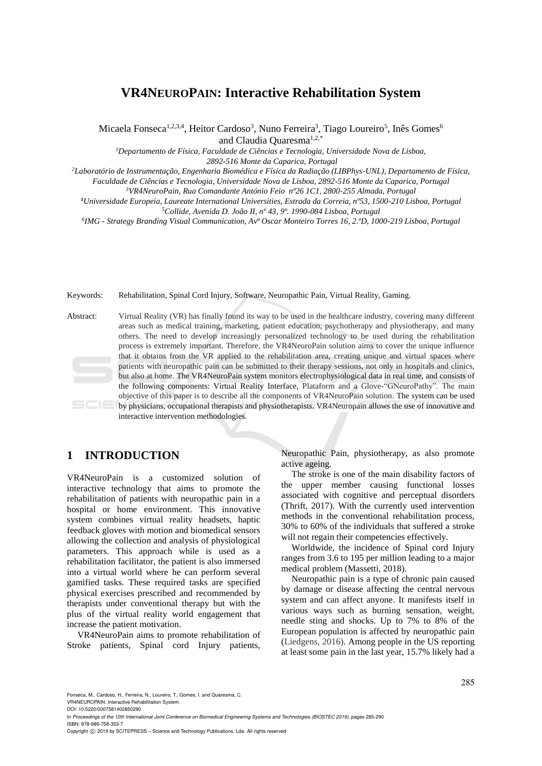# VR4NEUROPAIN: Interactive Rehabilitation System

Micaela Fonseca[1,2,3,4], Heitor Cardoso[3], Nuno Ferreira[3], Tiago Loureiro[5], Inês Gomes[6] and Claudia Quaresma[1,2,*]

[1]*Departamento de Física, Faculdade de Ciências e Tecnologia, Universidade Nova de Lisboa, 2892-516 Monte da Caparica, Portugal*

[2]*Laboratório de Instrumentação, Engenharia Biomédica e Física da Radiação (LIBPhys-UNL), Departamento de Física, Faculdade de Ciências e Tecnologia, Universidade Nova de Lisboa, 2892-516 Monte da Caparica, Portugal*

[3]*VR4NeuroPain, Rua Comandante António Feio nº26 1C1, 2800-255 Almada, Portugal*

[4]*Universidade Europeia, Laureate International Universities, Estrada da Correia, nº53, 1500-210 Lisboa, Portugal*

[5]*Collide, Avenida D. João II, nº 43, 9º. 1990-084 Lisboa, Portugal*

[6]*IMG - Strategy Branding Visual Communication, Avª Oscar Monteiro Torres 16, 2.ºD, 1000-219 Lisboa, Portugal*

Keywords: Rehabilitation, Spinal Cord Injury, Software, Neuropathic Pain, Virtual Reality, Gaming.

Abstract: Virtual Reality (VR) has finally found its way to be used in the healthcare industry, covering many different areas such as medical training, marketing, patient education, psychotherapy and physiotherapy, and many others. The need to develop increasingly personalized technology to be used during the rehabilitation process is extremely important. Therefore, the VR4NeuroPain solution aims to cover the unique influence that it obtains from the VR applied to the rehabilitation area, creating unique and virtual spaces where patients with neuropathic pain can be submitted to their therapy sessions, not only in hospitals and clinics, but also at home. The VR4NeuroPain system monitors electrophysiological data in real time, and consists of the following components: Virtual Reality Interface, Plataform and a Glove-"GNeuroPathy". The main objective of this paper is to describe all the components of VR4NeuroPain solution. The system can be used by physicians, occupational therapists and physiotherapists. VR4Neuropain allows the use of innovative and interactive intervention methodologies.

## 1 INTRODUCTION

VR4NeuroPain is a customized solution of interactive technology that aims to promote the rehabilitation of patients with neuropathic pain in a hospital or home environment. This innovative system combines virtual reality headsets, haptic feedback gloves with motion and biomedical sensors allowing the collection and analysis of physiological parameters. This approach while is used as a rehabilitation facilitator, the patient is also immersed into a virtual world where he can perform several gamified tasks. These required tasks are specified physical exercises prescribed and recommended by therapists under conventional therapy but with the plus of the virtual reality world engagement that increase the patient motivation.

VR4NeuroPain aims to promote rehabilitation of Stroke patients, Spinal cord Injury patients, Neuropathic Pain, physiotherapy, as also promote active ageing.

The stroke is one of the main disability factors of the upper member causing functional losses associated with cognitive and perceptual disorders (Thrift, 2017). With the currently used intervention methods in the conventional rehabilitation process, 30% to 60% of the individuals that suffered a stroke will not regain their competencies effectively.

Worldwide, the incidence of Spinal cord Injury ranges from 3.6 to 195 per million leading to a major medical problem (Massetti, 2018).

Neuropathic pain is a type of chronic pain caused by damage or disease affecting the central nervous system and can affect anyone. It manifests itself in various ways such as burning sensation, weight, needle sting and shocks. Up to 7% to 8% of the European population is affected by neuropathic pain (Liedgens, 2016). Among people in the US reporting at least some pain in the last year, 15.7% likely had a

Fonseca, M., Cardoso, H., Ferreira, N., Loureiro, T., Gomes, I. and Quaresma, C.
VR4NEUROPAIN: Interactive Rehabilitation System.
DOI: 10.5220/0007581402850290
In *Proceedings of the 12th International Joint Conference on Biomedical Engineering Systems and Technologies (BIOSTEC 2019)*, pages 285-290
ISBN: 978-989-758-353-7
Copyright © 2019 by SCITEPRESS – Science and Technology Publications, Lda. All rights reserved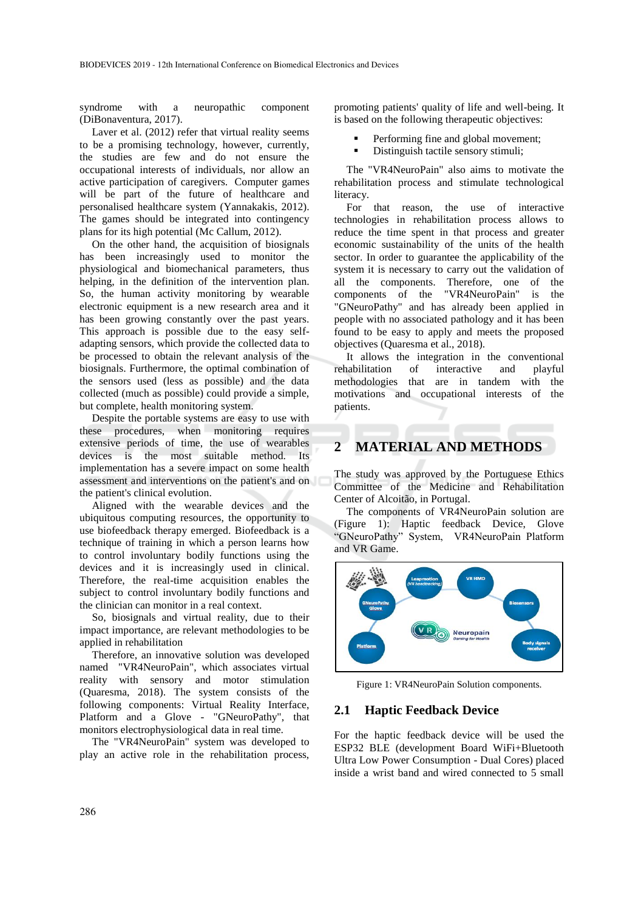syndrome with a neuropathic component (DiBonaventura, 2017).

Laver et al. (2012) refer that virtual reality seems to be a promising technology, however, currently, the studies are few and do not ensure the occupational interests of individuals, nor allow an active participation of caregivers. Computer games will be part of the future of healthcare and personalised healthcare system (Yannakakis, 2012). The games should be integrated into contingency plans for its high potential (Mc Callum, 2012).

On the other hand, the acquisition of biosignals has been increasingly used to monitor the physiological and biomechanical parameters, thus helping, in the definition of the intervention plan. So, the human activity monitoring by wearable electronic equipment is a new research area and it has been growing constantly over the past years. This approach is possible due to the easy self-adapting sensors, which provide the collected data to be processed to obtain the relevant analysis of the biosignals. Furthermore, the optimal combination of the sensors used (less as possible) and the data collected (much as possible) could provide a simple, but complete, health monitoring system.

Despite the portable systems are easy to use with these procedures, when monitoring requires extensive periods of time, the use of wearables devices is the most suitable method. Its implementation has a severe impact on some health assessment and interventions on the patient's and on the patient's clinical evolution.

Aligned with the wearable devices and the ubiquitous computing resources, the opportunity to use biofeedback therapy emerged. Biofeedback is a technique of training in which a person learns how to control involuntary bodily functions using the devices and it is increasingly used in clinical. Therefore, the real-time acquisition enables the subject to control involuntary bodily functions and the clinician can monitor in a real context.

So, biosignals and virtual reality, due to their impact importance, are relevant methodologies to be applied in rehabilitation

Therefore, an innovative solution was developed named "VR4NeuroPain", which associates virtual reality with sensory and motor stimulation (Quaresma, 2018). The system consists of the following components: Virtual Reality Interface, Platform and a Glove - "GNeuroPathy", that monitors electrophysiological data in real time.

The "VR4NeuroPain" system was developed to play an active role in the rehabilitation process, promoting patients' quality of life and well-being. It is based on the following therapeutic objectives:

- Performing fine and global movement;
- Distinguish tactile sensory stimuli;

The "VR4NeuroPain" also aims to motivate the rehabilitation process and stimulate technological literacy.

For that reason, the use of interactive technologies in rehabilitation process allows to reduce the time spent in that process and greater economic sustainability of the units of the health sector. In order to guarantee the applicability of the system it is necessary to carry out the validation of all the components. Therefore, one of the components of the "VR4NeuroPain" is the "GNeuroPathy" and has already been applied in people with no associated pathology and it has been found to be easy to apply and meets the proposed objectives (Quaresma et al., 2018).

It allows the integration in the conventional rehabilitation of interactive and playful methodologies that are in tandem with the motivations and occupational interests of the patients.

## 2 MATERIAL AND METHODS

The study was approved by the Portuguese Ethics Committee of the Medicine and Rehabilitation Center of Alcoitão, in Portugal.

The components of VR4NeuroPain solution are (Figure 1): Haptic feedback Device, Glove "GNeuroPathy" System, VR4NeuroPain Platform and VR Game.

Figure 1: VR4NeuroPain Solution components.

### 2.1 Haptic Feedback Device

For the haptic feedback device will be used the ESP32 BLE (development Board WiFi+Bluetooth Ultra Low Power Consumption - Dual Cores) placed inside a wrist band and wired connected to 5 small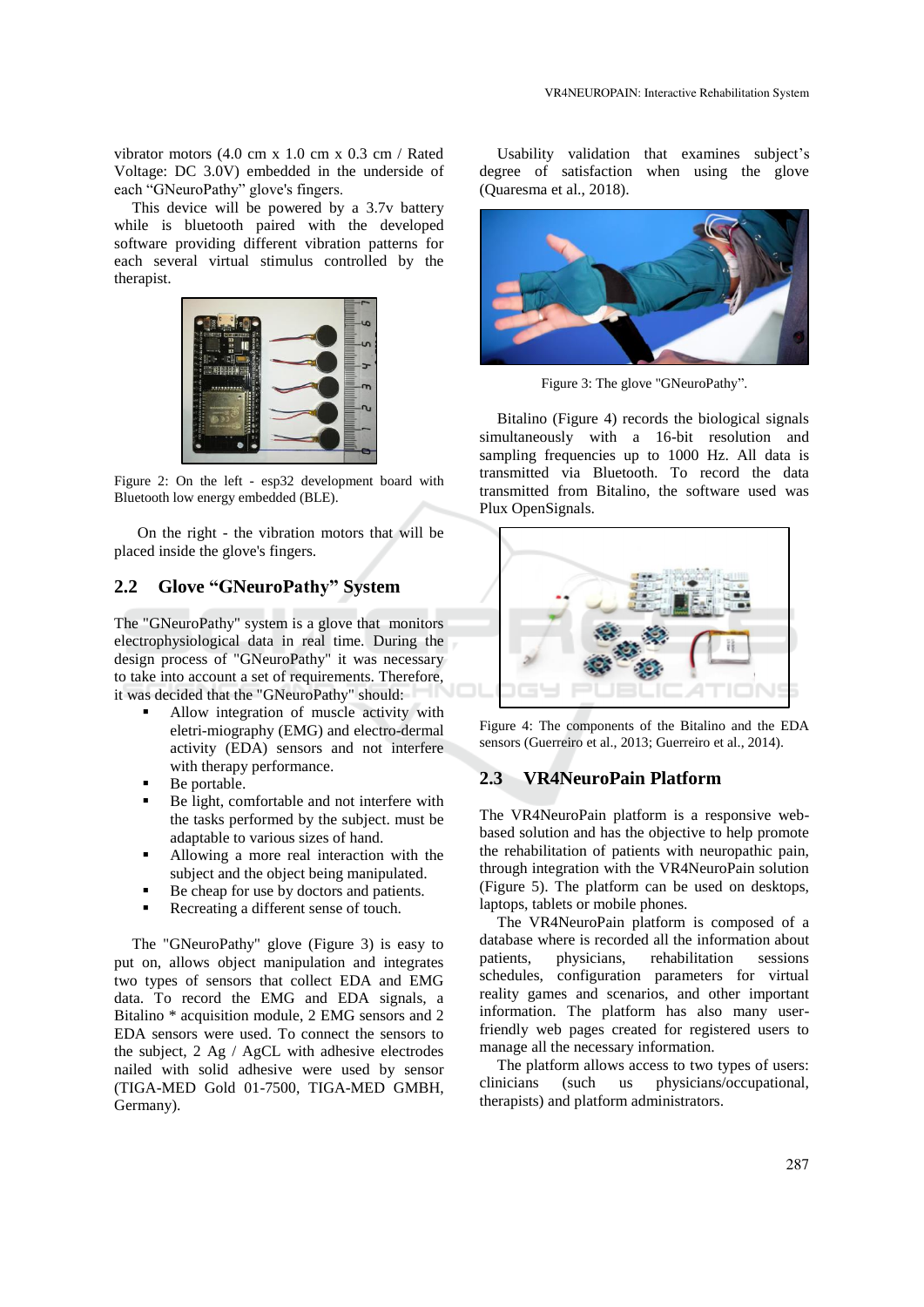vibrator motors (4.0 cm x 1.0 cm x 0.3 cm / Rated Voltage: DC 3.0V) embedded in the underside of each “GNeuroPathy” glove's fingers.

This device will be powered by a 3.7v battery while is bluetooth paired with the developed software providing different vibration patterns for each several virtual stimulus controlled by the therapist.

Figure 2: On the left - esp32 development board with Bluetooth low energy embedded (BLE).

On the right - the vibration motors that will be placed inside the glove's fingers.

## 2.2 Glove “GNeuroPathy” System

The "GNeuroPathy" system is a glove that monitors electrophysiological data in real time. During the design process of "GNeuroPathy" it was necessary to take into account a set of requirements. Therefore, it was decided that the "GNeuroPathy" should:

- Allow integration of muscle activity with eletri-miography (EMG) and electro-dermal activity (EDA) sensors and not interfere with therapy performance.
- Be portable.
- Be light, comfortable and not interfere with the tasks performed by the subject. must be adaptable to various sizes of hand.
- Allowing a more real interaction with the subject and the object being manipulated.
- Be cheap for use by doctors and patients.
- Recreating a different sense of touch.

The "GNeuroPathy" glove (Figure 3) is easy to put on, allows object manipulation and integrates two types of sensors that collect EDA and EMG data. To record the EMG and EDA signals, a Bitalino * acquisition module, 2 EMG sensors and 2 EDA sensors were used. To connect the sensors to the subject, 2 Ag / AgCL with adhesive electrodes nailed with solid adhesive were used by sensor (TIGA-MED Gold 01-7500, TIGA-MED GMBH, Germany).

Usability validation that examines subject’s degree of satisfaction when using the glove (Quaresma et al., 2018).

Figure 3: The glove "GNeuroPathy”.

Bitalino (Figure 4) records the biological signals simultaneously with a 16-bit resolution and sampling frequencies up to 1000 Hz. All data is transmitted via Bluetooth. To record the data transmitted from Bitalino, the software used was Plux OpenSignals.

Figure 4: The components of the Bitalino and the EDA sensors (Guerreiro et al., 2013; Guerreiro et al., 2014).

## 2.3 VR4NeuroPain Platform

The VR4NeuroPain platform is a responsive web-based solution and has the objective to help promote the rehabilitation of patients with neuropathic pain, through integration with the VR4NeuroPain solution (Figure 5). The platform can be used on desktops, laptops, tablets or mobile phones.

The VR4NeuroPain platform is composed of a database where is recorded all the information about patients, physicians, rehabilitation sessions schedules, configuration parameters for virtual reality games and scenarios, and other important information. The platform has also many user-friendly web pages created for registered users to manage all the necessary information.

The platform allows access to two types of users: clinicians (such us physicians/occupational, therapists) and platform administrators.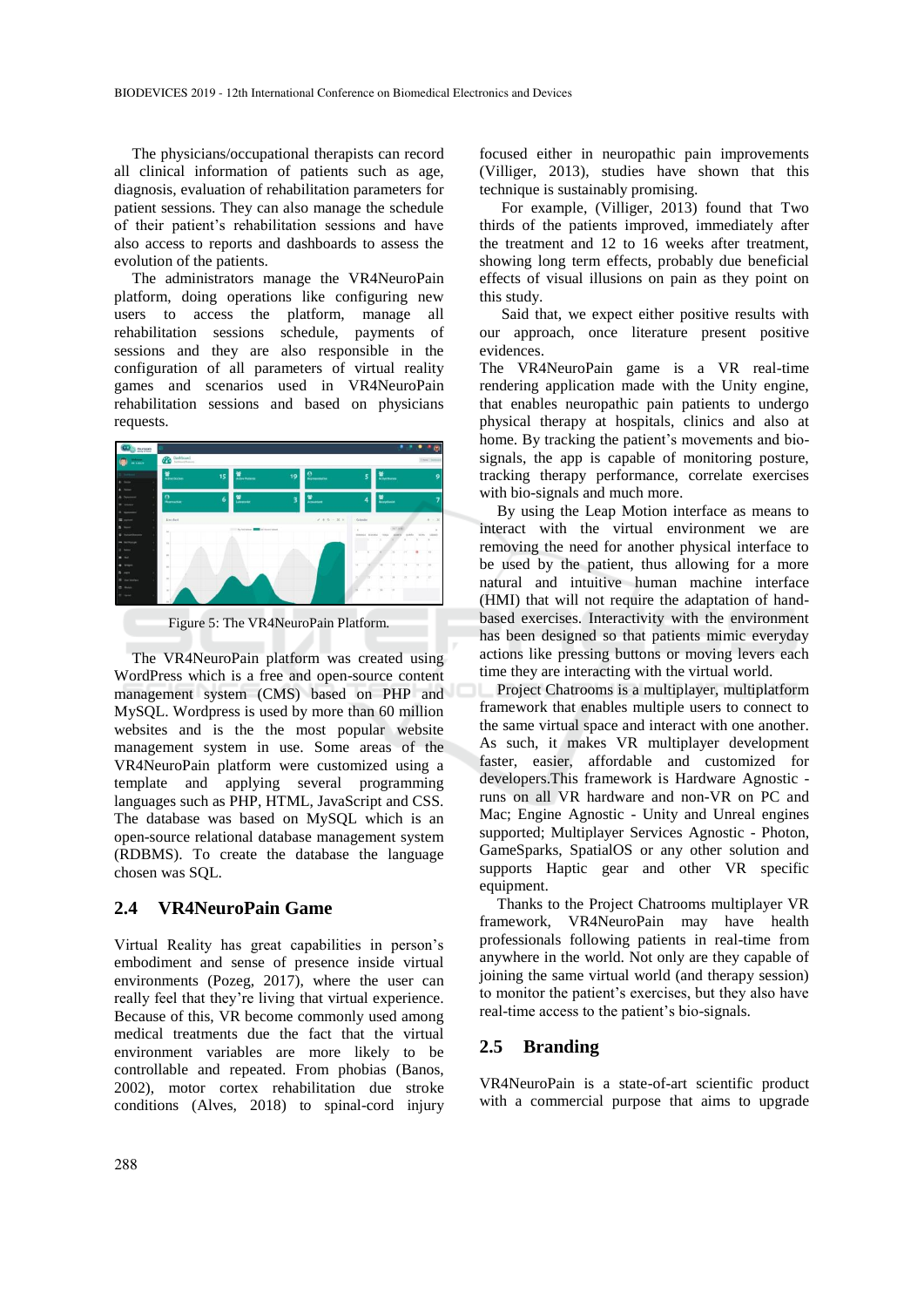The physicians/occupational therapists can record all clinical information of patients such as age, diagnosis, evaluation of rehabilitation parameters for patient sessions. They can also manage the schedule of their patient's rehabilitation sessions and have also access to reports and dashboards to assess the evolution of the patients.

The administrators manage the VR4NeuroPain platform, doing operations like configuring new users to access the platform, manage all rehabilitation sessions schedule, payments of sessions and they are also responsible in the configuration of all parameters of virtual reality games and scenarios used in VR4NeuroPain rehabilitation sessions and based on physicians requests.

Figure 5: The VR4NeuroPain Platform.

The VR4NeuroPain platform was created using WordPress which is a free and open-source content management system (CMS) based on PHP and MySQL. Wordpress is used by more than 60 million websites and is the the most popular website management system in use. Some areas of the VR4NeuroPain platform were customized using a template and applying several programming languages such as PHP, HTML, JavaScript and CSS. The database was based on MySQL which is an open-source relational database management system (RDBMS). To create the database the language chosen was SQL.

## 2.4 VR4NeuroPain Game

Virtual Reality has great capabilities in person's embodiment and sense of presence inside virtual environments (Pozeg, 2017), where the user can really feel that they're living that virtual experience. Because of this, VR become commonly used among medical treatments due the fact that the virtual environment variables are more likely to be controllable and repeated. From phobias (Banos, 2002), motor cortex rehabilitation due stroke conditions (Alves, 2018) to spinal-cord injury focused either in neuropathic pain improvements (Villiger, 2013), studies have shown that this technique is sustainably promising.

For example, (Villiger, 2013) found that Two thirds of the patients improved, immediately after the treatment and 12 to 16 weeks after treatment, showing long term effects, probably due beneficial effects of visual illusions on pain as they point on this study.

Said that, we expect either positive results with our approach, once literature present positive evidences.

The VR4NeuroPain game is a VR real-time rendering application made with the Unity engine, that enables neuropathic pain patients to undergo physical therapy at hospitals, clinics and also at home. By tracking the patient's movements and bio-signals, the app is capable of monitoring posture, tracking therapy performance, correlate exercises with bio-signals and much more.

By using the Leap Motion interface as means to interact with the virtual environment we are removing the need for another physical interface to be used by the patient, thus allowing for a more natural and intuitive human machine interface (HMI) that will not require the adaptation of hand-based exercises. Interactivity with the environment has been designed so that patients mimic everyday actions like pressing buttons or moving levers each time they are interacting with the virtual world.

Project Chatrooms is a multiplayer, multiplatform framework that enables multiple users to connect to the same virtual space and interact with one another. As such, it makes VR multiplayer development faster, easier, affordable and customized for developers.This framework is Hardware Agnostic - runs on all VR hardware and non-VR on PC and Mac; Engine Agnostic - Unity and Unreal engines supported; Multiplayer Services Agnostic - Photon, GameSparks, SpatialOS or any other solution and supports Haptic gear and other VR specific equipment.

Thanks to the Project Chatrooms multiplayer VR framework, VR4NeuroPain may have health professionals following patients in real-time from anywhere in the world. Not only are they capable of joining the same virtual world (and therapy session) to monitor the patient's exercises, but they also have real-time access to the patient's bio-signals.

## 2.5 Branding

VR4NeuroPain is a state-of-art scientific product with a commercial purpose that aims to upgrade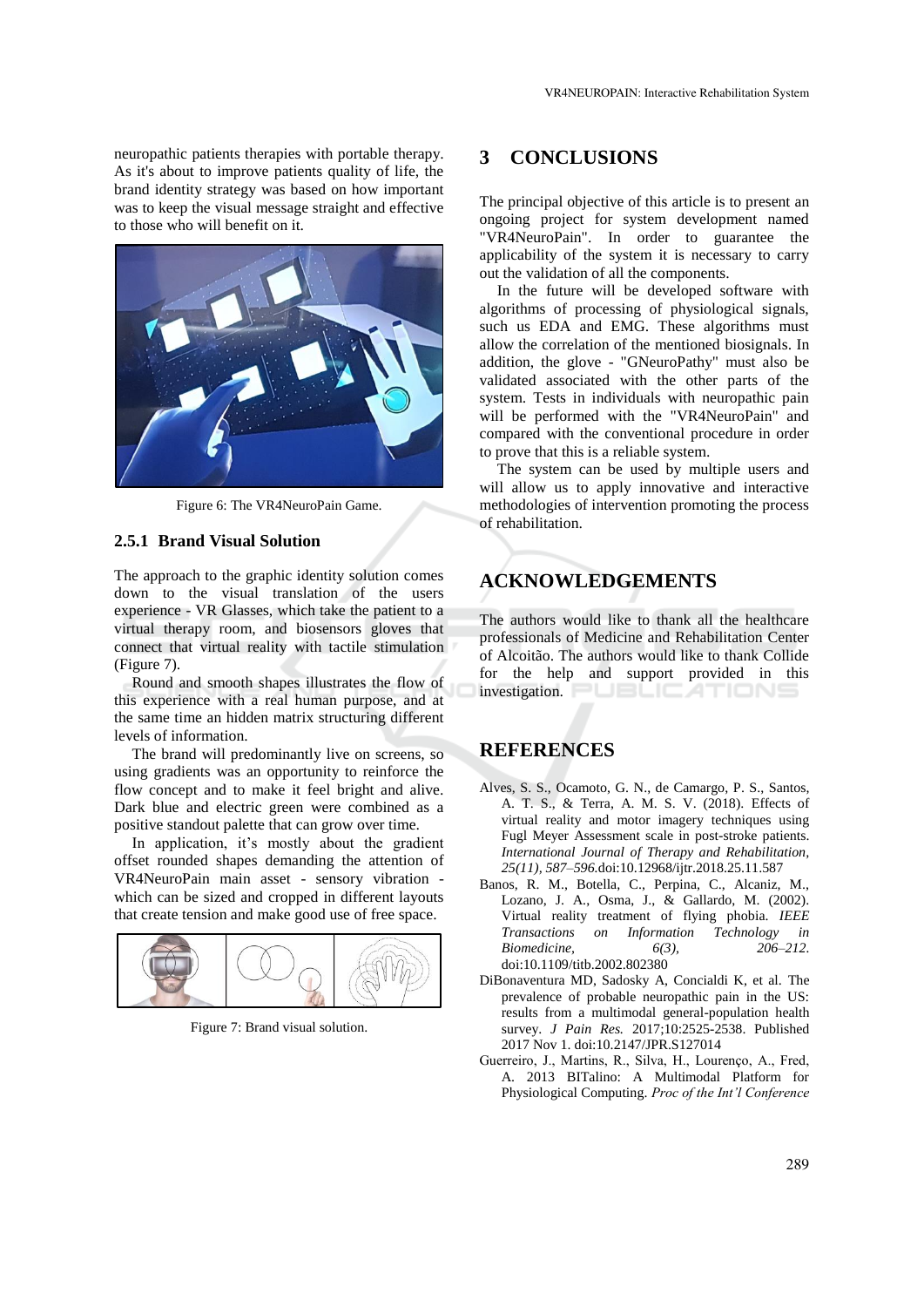neuropathic patients therapies with portable therapy. As it's about to improve patients quality of life, the brand identity strategy was based on how important was to keep the visual message straight and effective to those who will benefit on it.

Figure 6: The VR4NeuroPain Game.

#### 2.5.1 Brand Visual Solution

The approach to the graphic identity solution comes down to the visual translation of the users experience - VR Glasses, which take the patient to a virtual therapy room, and biosensors gloves that connect that virtual reality with tactile stimulation (Figure 7).

Round and smooth shapes illustrates the flow of this experience with a real human purpose, and at the same time an hidden matrix structuring different levels of information.

The brand will predominantly live on screens, so using gradients was an opportunity to reinforce the flow concept and to make it feel bright and alive. Dark blue and electric green were combined as a positive standout palette that can grow over time.

In application, it's mostly about the gradient offset rounded shapes demanding the attention of VR4NeuroPain main asset - sensory vibration - which can be sized and cropped in different layouts that create tension and make good use of free space.

Figure 7: Brand visual solution.

## 3 CONCLUSIONS

The principal objective of this article is to present an ongoing project for system development named "VR4NeuroPain". In order to guarantee the applicability of the system it is necessary to carry out the validation of all the components.

In the future will be developed software with algorithms of processing of physiological signals, such us EDA and EMG. These algorithms must allow the correlation of the mentioned biosignals. In addition, the glove - "GNeuroPathy" must also be validated associated with the other parts of the system. Tests in individuals with neuropathic pain will be performed with the "VR4NeuroPain" and compared with the conventional procedure in order to prove that this is a reliable system.

The system can be used by multiple users and will allow us to apply innovative and interactive methodologies of intervention promoting the process of rehabilitation.

## ACKNOWLEDGEMENTS

The authors would like to thank all the healthcare professionals of Medicine and Rehabilitation Center of Alcoitão. The authors would like to thank Collide for the help and support provided in this investigation.

## REFERENCES

Alves, S. S., Ocamoto, G. N., de Camargo, P. S., Santos, A. T. S., & Terra, A. M. S. V. (2018). Effects of virtual reality and motor imagery techniques using Fugl Meyer Assessment scale in post-stroke patients. *International Journal of Therapy and Rehabilitation, 25(11), 587–596.*doi:10.12968/ijtr.2018.25.11.587

Banos, R. M., Botella, C., Perpina, C., Alcaniz, M., Lozano, J. A., Osma, J., & Gallardo, M. (2002). Virtual reality treatment of flying phobia. *IEEE Transactions on Information Technology in Biomedicine, 6(3), 206–212.* doi:10.1109/titb.2002.802380

DiBonaventura MD, Sadosky A, Concialdi K, et al. The prevalence of probable neuropathic pain in the US: results from a multimodal general-population health survey. *J Pain Res.* 2017;10:2525-2538. Published 2017 Nov 1. doi:10.2147/JPR.S127014

Guerreiro, J., Martins, R., Silva, H., Lourenço, A., Fred, A. 2013 BITalino: A Multimodal Platform for Physiological Computing. *Proc of the Int'l Conference*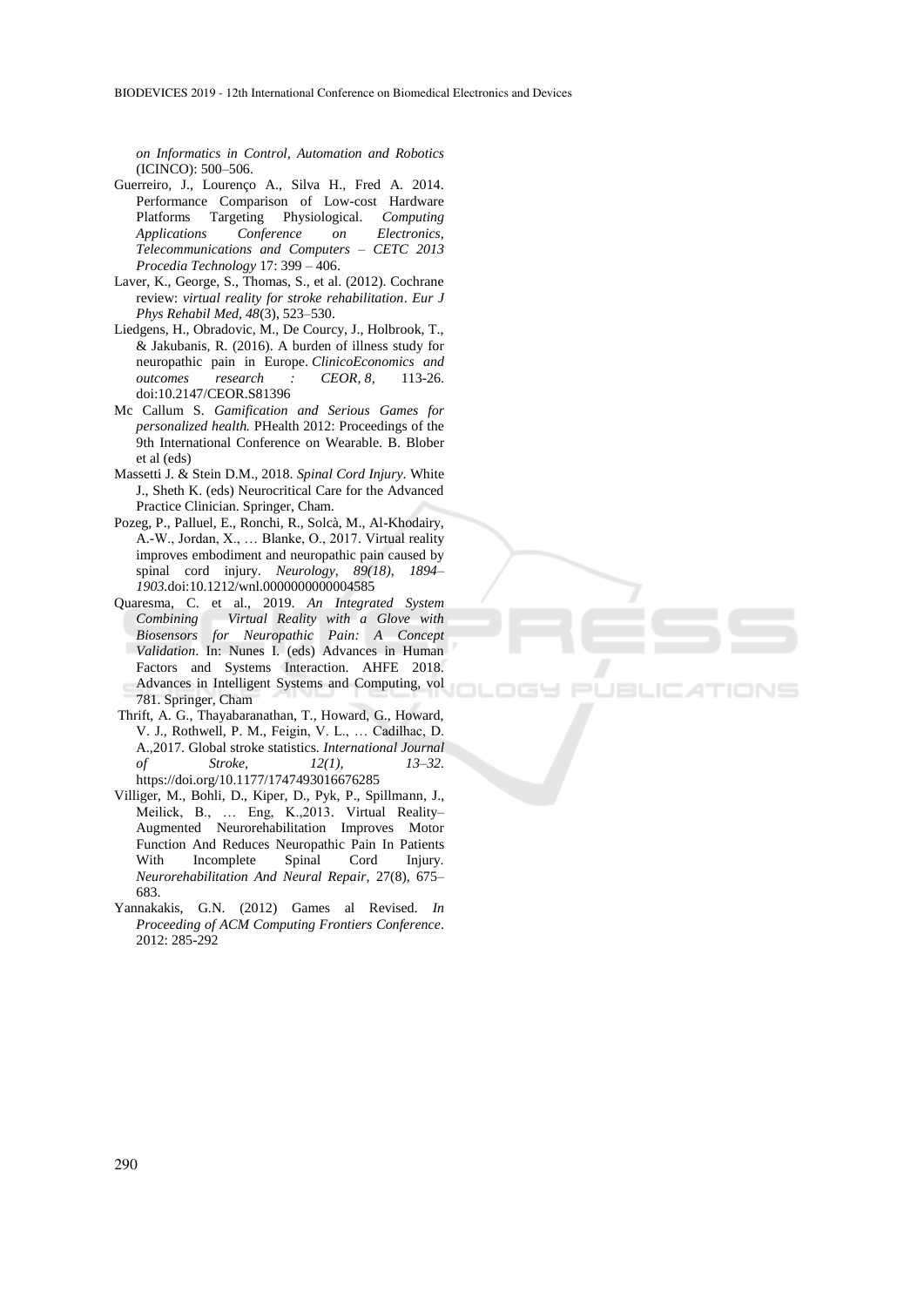*on Informatics in Control, Automation and Robotics* (ICINCO): 500–506.

Guerreiro, J., Lourenço A., Silva H., Fred A. 2014. Performance Comparison of Low-cost Hardware Platforms Targeting Physiological. *Computing Applications Conference on Electronics, Telecommunications and Computers – CETC 2013 Procedia Technology* 17: 399 – 406.

Laver, K., George, S., Thomas, S., et al. (2012). Cochrane review: *virtual reality for stroke rehabilitation*. *Eur J Phys Rehabil Med*, *48*(3), 523–530.

Liedgens, H., Obradovic, M., De Courcy, J., Holbrook, T., & Jakubanis, R. (2016). A burden of illness study for neuropathic pain in Europe. *ClinicoEconomics and outcomes research : CEOR*, *8*, 113-26. doi:10.2147/CEOR.S81396

Mc Callum S. *Gamification and Serious Games for personalized health.* PHealth 2012: Proceedings of the 9th International Conference on Wearable. B. Blober et al (eds)

Massetti J. & Stein D.M., 2018. *Spinal Cord Injury*. White J., Sheth K. (eds) Neurocritical Care for the Advanced Practice Clinician. Springer, Cham.

Pozeg, P., Palluel, E., Ronchi, R., Solcà, M., Al-Khodairy, A.-W., Jordan, X., … Blanke, O., 2017. Virtual reality improves embodiment and neuropathic pain caused by spinal cord injury. *Neurology, 89(18), 1894–1903*.doi:10.1212/wnl.0000000000004585

Quaresma, C. et al., 2019. *An Integrated System Combining Virtual Reality with a Glove with Biosensors for Neuropathic Pain: A Concept Validation*. In: Nunes I. (eds) Advances in Human Factors and Systems Interaction. AHFE 2018. Advances in Intelligent Systems and Computing, vol 781. Springer, Cham

Thrift, A. G., Thayabaranathan, T., Howard, G., Howard, V. J., Rothwell, P. M., Feigin, V. L., … Cadilhac, D. A.,2017. Global stroke statistics. *International Journal of Stroke, 12(1), 13–32.* https://doi.org/10.1177/1747493016676285

Villiger, M., Bohli, D., Kiper, D., Pyk, P., Spillmann, J., Meilick, B., … Eng, K.,2013. Virtual Reality–Augmented Neurorehabilitation Improves Motor Function And Reduces Neuropathic Pain In Patients With Incomplete Spinal Cord Injury. *Neurorehabilitation And Neural Repair*, 27(8), 675–683.

Yannakakis, G.N. (2012) Games al Revised. *In Proceeding of ACM Computing Frontiers Conference*. 2012: 285-292